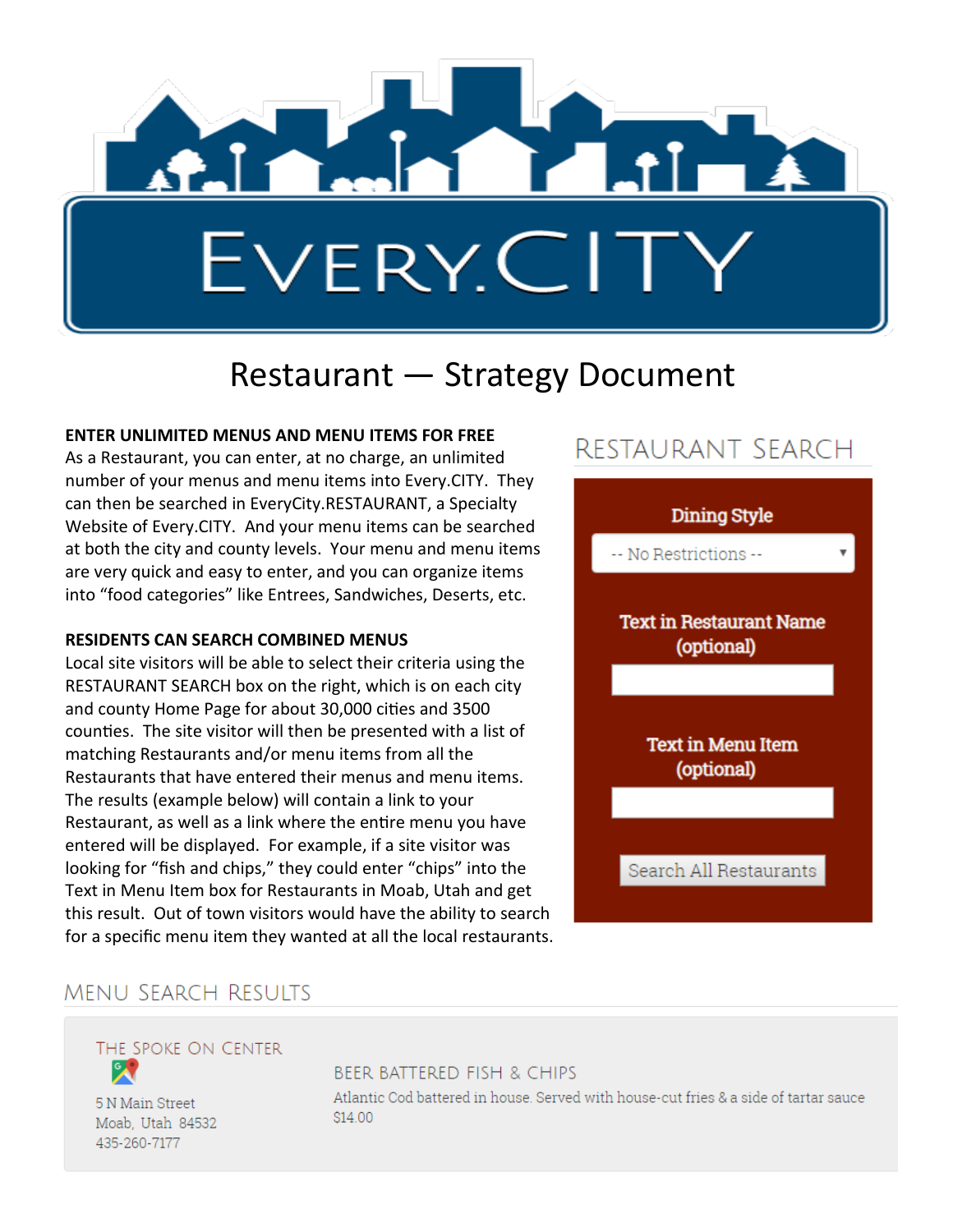EVERY.CITY

# Restaurant — Strategy Document

**ENTER UNLIMITED MENUS AND MENU ITEMS FOR FREE**
As a Restaurant, you can enter, at no charge, an unlimited number of your menus and menu items into Every.CITY. They can then be searched in EveryCity.RESTAURANT, a Specialty Website of Every.CITY. And your menu items can be searched at both the city and county levels. Your menu and menu items are very quick and easy to enter, and you can organize items into "food categories" like Entrees, Sandwiches, Deserts, etc.

**RESIDENTS CAN SEARCH COMBINED MENUS**
Local site visitors will be able to select their criteria using the RESTAURANT SEARCH box on the right, which is on each city and county Home Page for about 30,000 cities and 3500 counties. The site visitor will then be presented with a list of matching Restaurants and/or menu items from all the Restaurants that have entered their menus and menu items. The results (example below) will contain a link to your Restaurant, as well as a link where the entire menu you have entered will be displayed. For example, if a site visitor was looking for "fish and chips," they could enter "chips" into the Text in Menu Item box for Restaurants in Moab, Utah and get this result. Out of town visitors would have the ability to search for a specific menu item they wanted at all the local restaurants.

## RESTAURANT SEARCH

Dining Style
-- No Restrictions --

Text in Restaurant Name (optional)

Text in Menu Item (optional)

Search All Restaurants

## MENU SEARCH RESULTS

THE SPOKE ON CENTER
5 N Main Street
Moab, Utah 84532
435-260-7177

BEER BATTERED FISH & CHIPS
Atlantic Cod battered in house. Served with house-cut fries & a side of tartar sauce
$14.00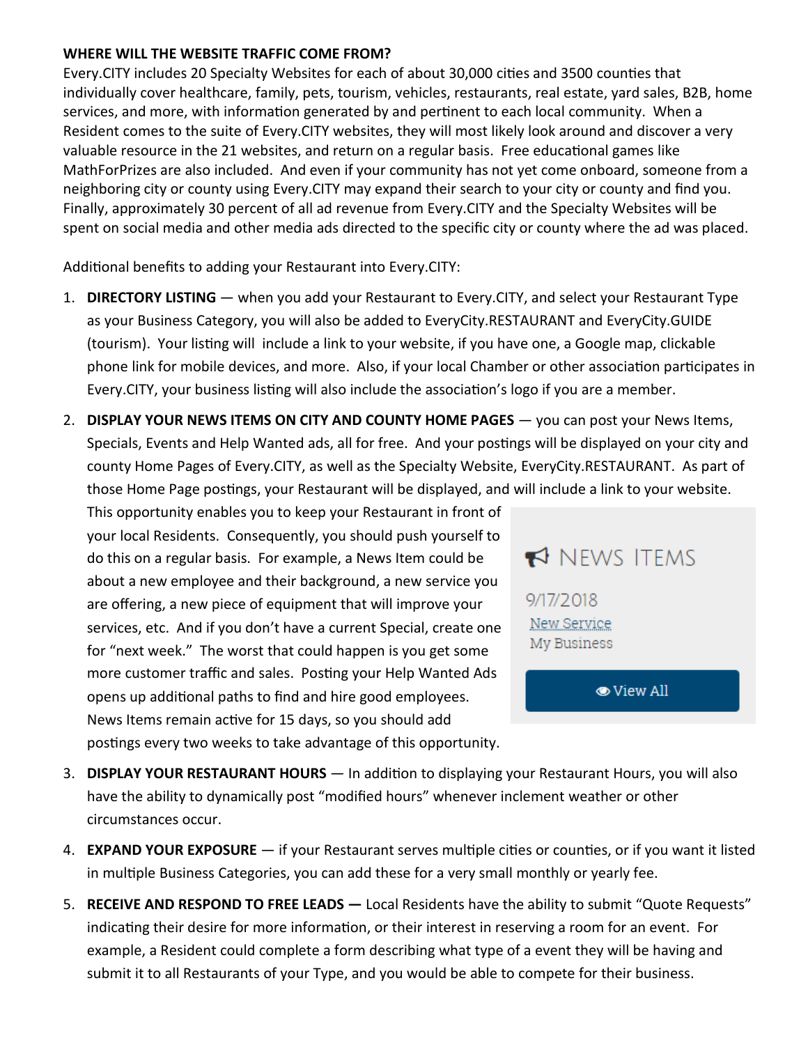**WHERE WILL THE WEBSITE TRAFFIC COME FROM?**

Every.CITY includes 20 Specialty Websites for each of about 30,000 cities and 3500 counties that individually cover healthcare, family, pets, tourism, vehicles, restaurants, real estate, yard sales, B2B, home services, and more, with information generated by and pertinent to each local community. When a Resident comes to the suite of Every.CITY websites, they will most likely look around and discover a very valuable resource in the 21 websites, and return on a regular basis. Free educational games like MathForPrizes are also included. And even if your community has not yet come onboard, someone from a neighboring city or county using Every.CITY may expand their search to your city or county and find you. Finally, approximately 30 percent of all ad revenue from Every.CITY and the Specialty Websites will be spent on social media and other media ads directed to the specific city or county where the ad was placed.

Additional benefits to adding your Restaurant into Every.CITY:

1. **DIRECTORY LISTING** — when you add your Restaurant to Every.CITY, and select your Restaurant Type as your Business Category, you will also be added to EveryCity.RESTAURANT and EveryCity.GUIDE (tourism). Your listing will include a link to your website, if you have one, a Google map, clickable phone link for mobile devices, and more. Also, if your local Chamber or other association participates in Every.CITY, your business listing will also include the association's logo if you are a member.

2. **DISPLAY YOUR NEWS ITEMS ON CITY AND COUNTY HOME PAGES** — you can post your News Items, Specials, Events and Help Wanted ads, all for free. And your postings will be displayed on your city and county Home Pages of Every.CITY, as well as the Specialty Website, EveryCity.RESTAURANT. As part of those Home Page postings, your Restaurant will be displayed, and will include a link to your website. This opportunity enables you to keep your Restaurant in front of your local Residents. Consequently, you should push yourself to do this on a regular basis. For example, a News Item could be about a new employee and their background, a new service you are offering, a new piece of equipment that will improve your services, etc. And if you don't have a current Special, create one for "next week." The worst that could happen is you get some more customer traffic and sales. Posting your Help Wanted Ads opens up additional paths to find and hire good employees. News Items remain active for 15 days, so you should add postings every two weeks to take advantage of this opportunity.

   NEWS ITEMS
   
   9/17/2018
   New Service
   My Business
   
   View All

3. **DISPLAY YOUR RESTAURANT HOURS** — In addition to displaying your Restaurant Hours, you will also have the ability to dynamically post "modified hours" whenever inclement weather or other circumstances occur.

4. **EXPAND YOUR EXPOSURE** — if your Restaurant serves multiple cities or counties, or if you want it listed in multiple Business Categories, you can add these for a very small monthly or yearly fee.

5. **RECEIVE AND RESPOND TO FREE LEADS —** Local Residents have the ability to submit "Quote Requests" indicating their desire for more information, or their interest in reserving a room for an event. For example, a Resident could complete a form describing what type of a event they will be having and submit it to all Restaurants of your Type, and you would be able to compete for their business.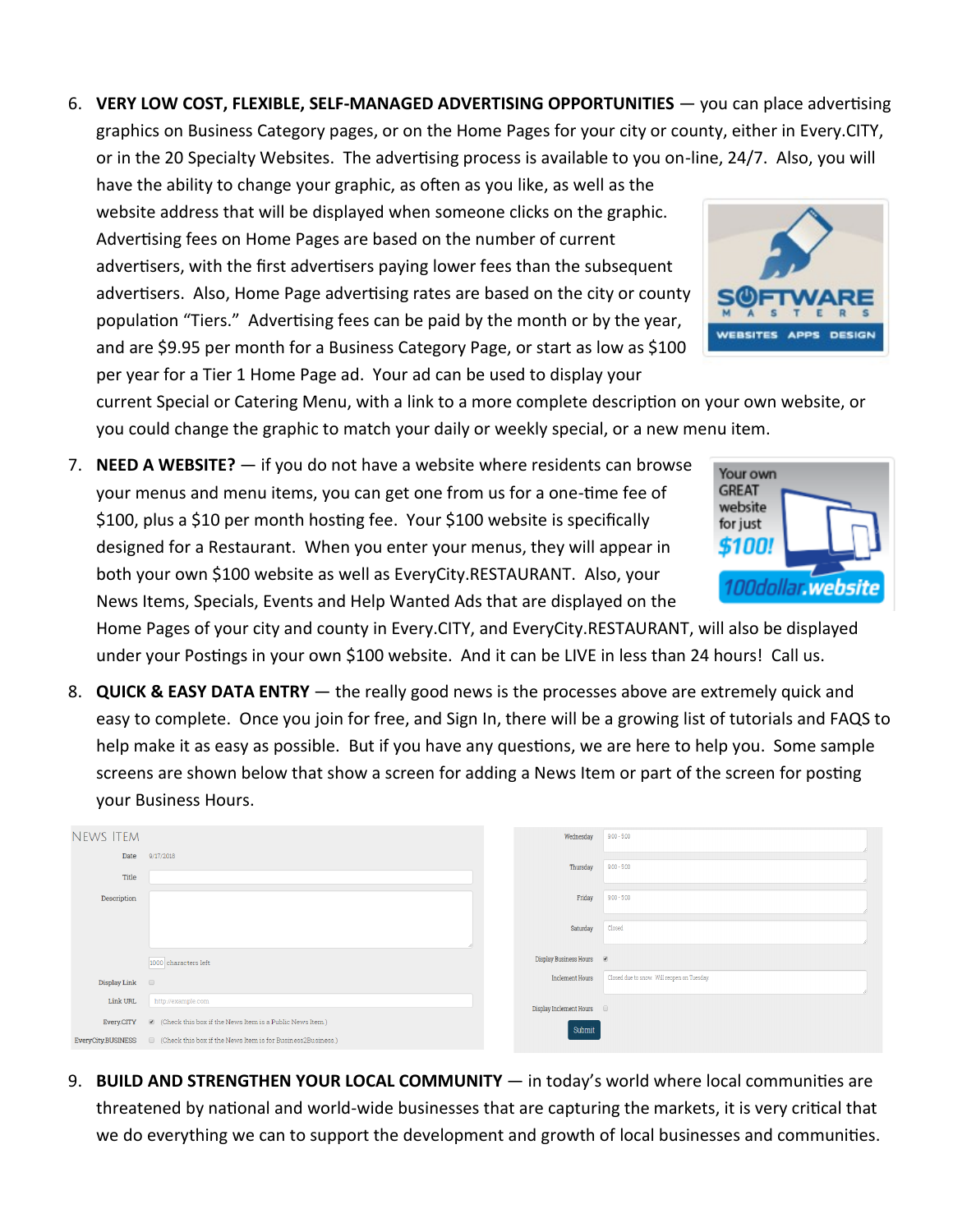6. **VERY LOW COST, FLEXIBLE, SELF-MANAGED ADVERTISING OPPORTUNITIES** — you can place advertising graphics on Business Category pages, or on the Home Pages for your city or county, either in Every.CITY, or in the 20 Specialty Websites. The advertising process is available to you on-line, 24/7. Also, you will have the ability to change your graphic, as often as you like, as well as the website address that will be displayed when someone clicks on the graphic. Advertising fees on Home Pages are based on the number of current advertisers, with the first advertisers paying lower fees than the subsequent advertisers. Also, Home Page advertising rates are based on the city or county population "Tiers." Advertising fees can be paid by the month or by the year, and are $9.95 per month for a Business Category Page, or start as low as $100 per year for a Tier 1 Home Page ad. Your ad can be used to display your current Special or Catering Menu, with a link to a more complete description on your own website, or you could change the graphic to match your daily or weekly special, or a new menu item.

7. **NEED A WEBSITE?** — if you do not have a website where residents can browse your menus and menu items, you can get one from us for a one-time fee of $100, plus a $10 per month hosting fee. Your $100 website is specifically designed for a Restaurant. When you enter your menus, they will appear in both your own $100 website as well as EveryCity.RESTAURANT. Also, your News Items, Specials, Events and Help Wanted Ads that are displayed on the Home Pages of your city and county in Every.CITY, and EveryCity.RESTAURANT, will also be displayed under your Postings in your own $100 website. And it can be LIVE in less than 24 hours! Call us.

8. **QUICK & EASY DATA ENTRY** — the really good news is the processes above are extremely quick and easy to complete. Once you join for free, and Sign In, there will be a growing list of tutorials and FAQS to help make it as easy as possible. But if you have any questions, we are here to help you. Some sample screens are shown below that show a screen for adding a News Item or part of the screen for posting your Business Hours.

9. **BUILD AND STRENGTHEN YOUR LOCAL COMMUNITY** — in today's world where local communities are threatened by national and world-wide businesses that are capturing the markets, it is very critical that we do everything we can to support the development and growth of local businesses and communities.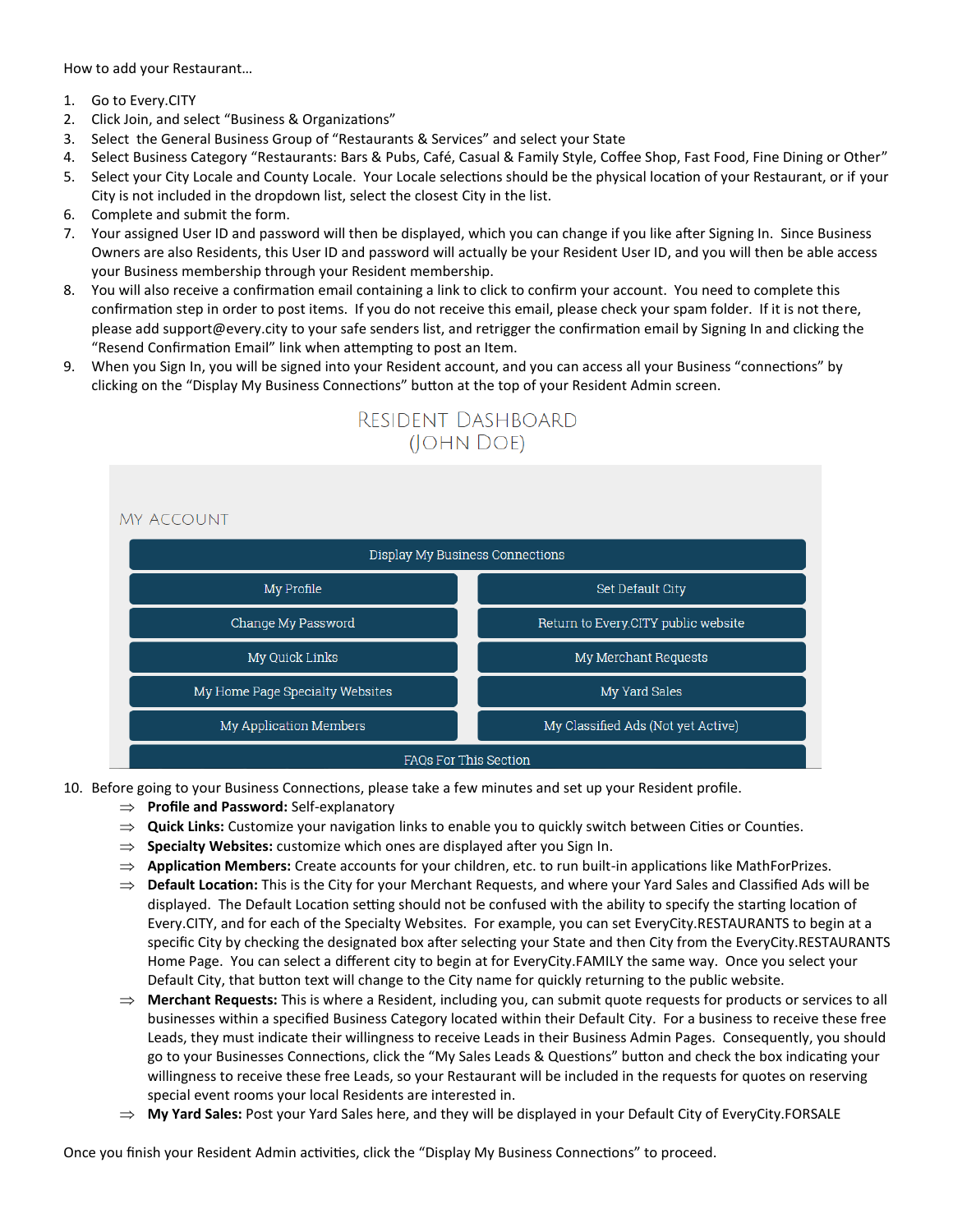How to add your Restaurant…

1. Go to Every.CITY
2. Click Join, and select "Business & Organizations"
3. Select the General Business Group of "Restaurants & Services" and select your State
4. Select Business Category "Restaurants: Bars & Pubs, Café, Casual & Family Style, Coffee Shop, Fast Food, Fine Dining or Other"
5. Select your City Locale and County Locale. Your Locale selections should be the physical location of your Restaurant, or if your City is not included in the dropdown list, select the closest City in the list.
6. Complete and submit the form.
7. Your assigned User ID and password will then be displayed, which you can change if you like after Signing In. Since Business Owners are also Residents, this User ID and password will actually be your Resident User ID, and you will then be able access your Business membership through your Resident membership.
8. You will also receive a confirmation email containing a link to click to confirm your account. You need to complete this confirmation step in order to post items. If you do not receive this email, please check your spam folder. If it is not there, please add support@every.city to your safe senders list, and retrigger the confirmation email by Signing In and clicking the "Resend Confirmation Email" link when attempting to post an Item.
9. When you Sign In, you will be signed into your Resident account, and you can access all your Business "connections" by clicking on the "Display My Business Connections" button at the top of your Resident Admin screen.

RESIDENT DASHBOARD
(JOHN DOE)

MY ACCOUNT

Display My Business Connections

| | |
|---|---|
| My Profile | Set Default City |
| Change My Password | Return to Every.CITY public website |
| My Quick Links | My Merchant Requests |
| My Home Page Specialty Websites | My Yard Sales |
| My Application Members | My Classified Ads (Not yet Active) |

FAQs For This Section

10. Before going to your Business Connections, please take a few minutes and set up your Resident profile.
    - **Profile and Password:** Self-explanatory
    - **Quick Links:** Customize your navigation links to enable you to quickly switch between Cities or Counties.
    - **Specialty Websites:** customize which ones are displayed after you Sign In.
    - **Application Members:** Create accounts for your children, etc. to run built-in applications like MathForPrizes.
    - **Default Location:** This is the City for your Merchant Requests, and where your Yard Sales and Classified Ads will be displayed. The Default Location setting should not be confused with the ability to specify the starting location of Every.CITY, and for each of the Specialty Websites. For example, you can set EveryCity.RESTAURANTS to begin at a specific City by checking the designated box after selecting your State and then City from the EveryCity.RESTAURANTS Home Page. You can select a different city to begin at for EveryCity.FAMILY the same way. Once you select your Default City, that button text will change to the City name for quickly returning to the public website.
    - **Merchant Requests:** This is where a Resident, including you, can submit quote requests for products or services to all businesses within a specified Business Category located within their Default City. For a business to receive these free Leads, they must indicate their willingness to receive Leads in their Business Admin Pages. Consequently, you should go to your Businesses Connections, click the "My Sales Leads & Questions" button and check the box indicating your willingness to receive these free Leads, so your Restaurant will be included in the requests for quotes on reserving special event rooms your local Residents are interested in.
    - **My Yard Sales:** Post your Yard Sales here, and they will be displayed in your Default City of EveryCity.FORSALE

Once you finish your Resident Admin activities, click the "Display My Business Connections" to proceed.